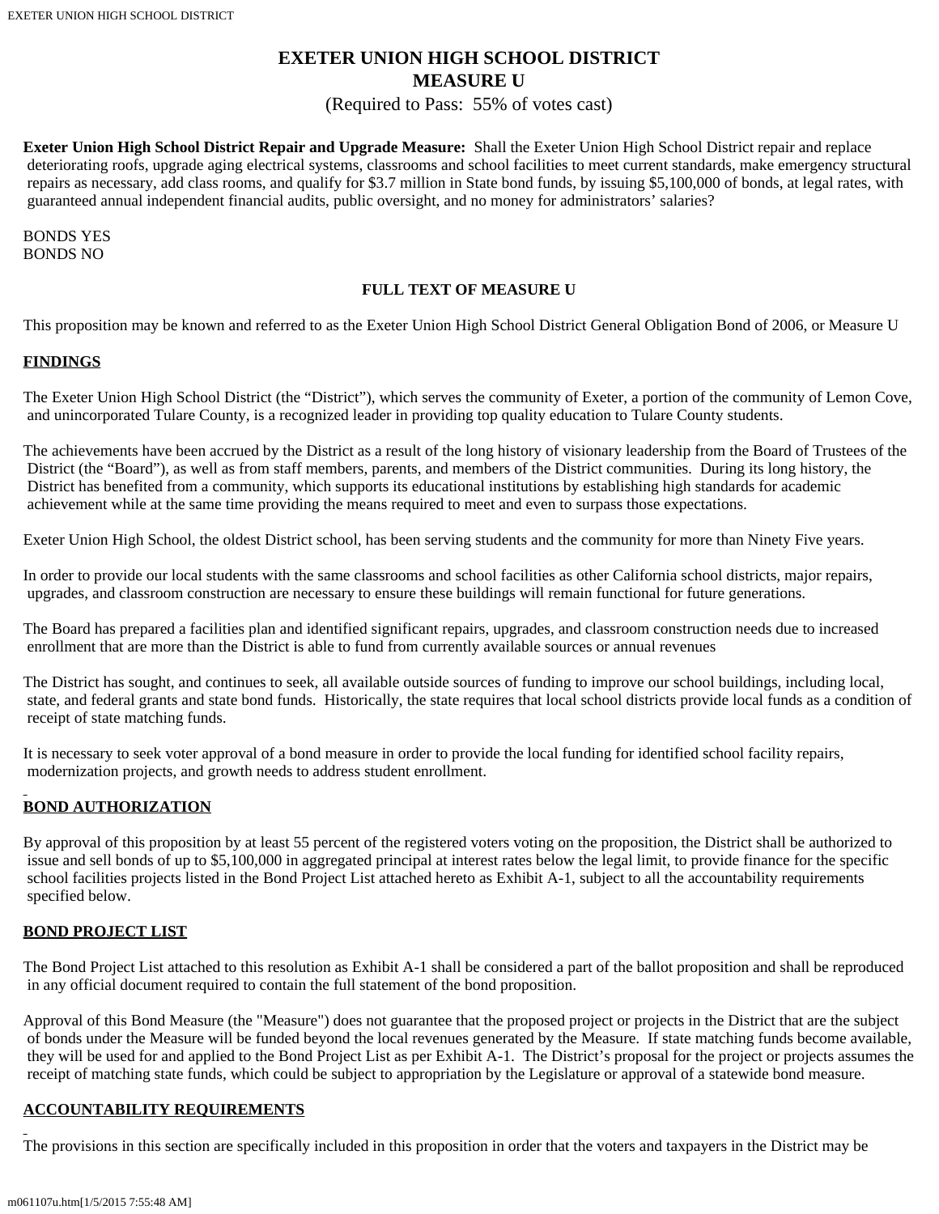# EXETER UNION HIGH SCHOOL DISTRICT
# MEASURE U

(Required to Pass: 55% of votes cast)

**Exeter Union High School District Repair and Upgrade Measure:** Shall the Exeter Union High School District repair and replace deteriorating roofs, upgrade aging electrical systems, classrooms and school facilities to meet current standards, make emergency structural repairs as necessary, add class rooms, and qualify for $3.7 million in State bond funds, by issuing $5,100,000 of bonds, at legal rates, with guaranteed annual independent financial audits, public oversight, and no money for administrators' salaries?

BONDS YES
BONDS NO

## FULL TEXT OF MEASURE U

This proposition may be known and referred to as the Exeter Union High School District General Obligation Bond of 2006, or Measure U

### FINDINGS

The Exeter Union High School District (the "District"), which serves the community of Exeter, a portion of the community of Lemon Cove, and unincorporated Tulare County, is a recognized leader in providing top quality education to Tulare County students.

The achievements have been accrued by the District as a result of the long history of visionary leadership from the Board of Trustees of the District (the "Board"), as well as from staff members, parents, and members of the District communities. During its long history, the District has benefited from a community, which supports its educational institutions by establishing high standards for academic achievement while at the same time providing the means required to meet and even to surpass those expectations.

Exeter Union High School, the oldest District school, has been serving students and the community for more than Ninety Five years.

In order to provide our local students with the same classrooms and school facilities as other California school districts, major repairs, upgrades, and classroom construction are necessary to ensure these buildings will remain functional for future generations.

The Board has prepared a facilities plan and identified significant repairs, upgrades, and classroom construction needs due to increased enrollment that are more than the District is able to fund from currently available sources or annual revenues

The District has sought, and continues to seek, all available outside sources of funding to improve our school buildings, including local, state, and federal grants and state bond funds. Historically, the state requires that local school districts provide local funds as a condition of receipt of state matching funds.

It is necessary to seek voter approval of a bond measure in order to provide the local funding for identified school facility repairs, modernization projects, and growth needs to address student enrollment.

### BOND AUTHORIZATION

By approval of this proposition by at least 55 percent of the registered voters voting on the proposition, the District shall be authorized to issue and sell bonds of up to $5,100,000 in aggregated principal at interest rates below the legal limit, to provide finance for the specific school facilities projects listed in the Bond Project List attached hereto as Exhibit A-1, subject to all the accountability requirements specified below.

### BOND PROJECT LIST

The Bond Project List attached to this resolution as Exhibit A-1 shall be considered a part of the ballot proposition and shall be reproduced in any official document required to contain the full statement of the bond proposition.

Approval of this Bond Measure (the "Measure") does not guarantee that the proposed project or projects in the District that are the subject of bonds under the Measure will be funded beyond the local revenues generated by the Measure. If state matching funds become available, they will be used for and applied to the Bond Project List as per Exhibit A-1. The District's proposal for the project or projects assumes the receipt of matching state funds, which could be subject to appropriation by the Legislature or approval of a statewide bond measure.

### ACCOUNTABILITY REQUIREMENTS

The provisions in this section are specifically included in this proposition in order that the voters and taxpayers in the District may be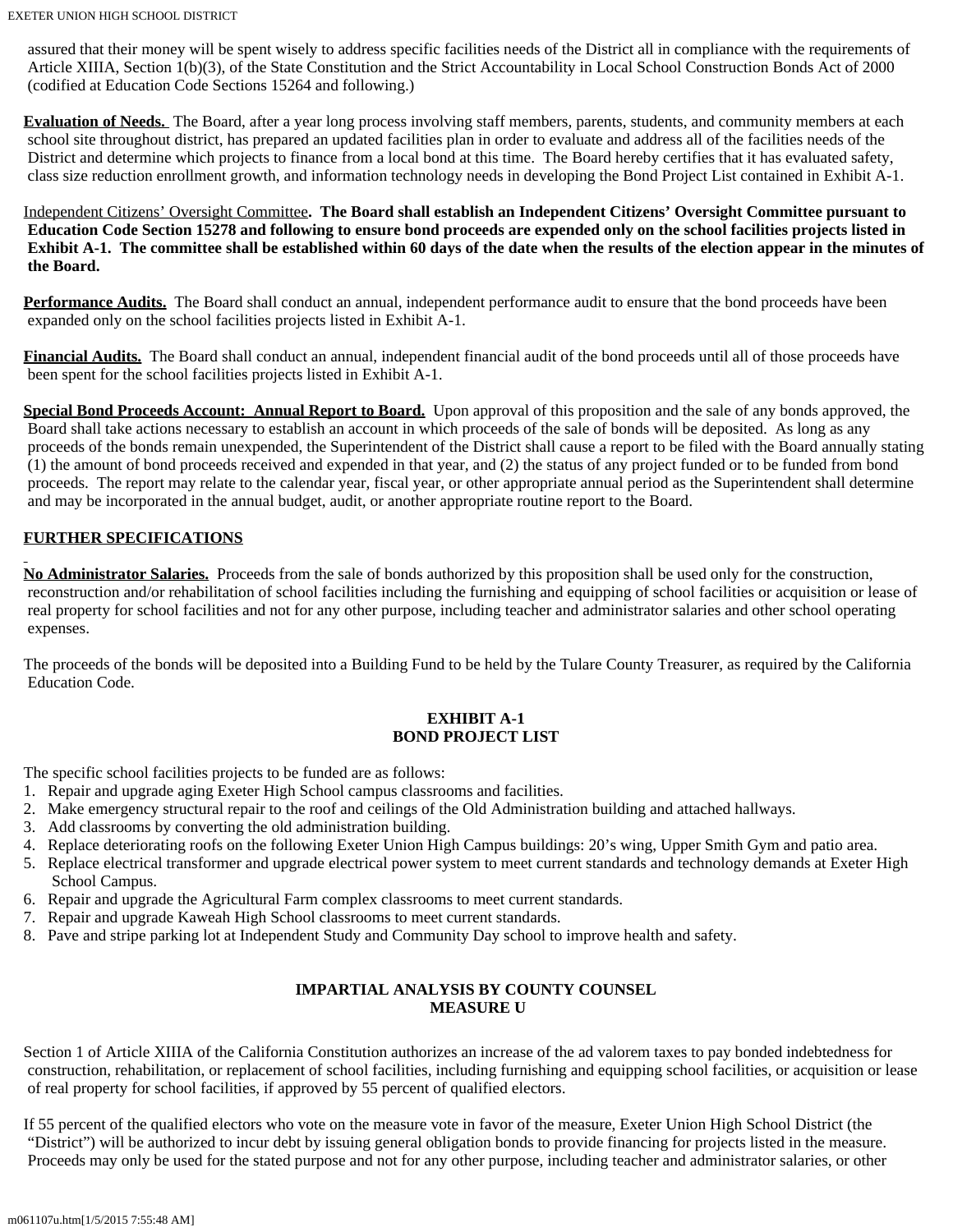assured that their money will be spent wisely to address specific facilities needs of the District all in compliance with the requirements of Article XIIIA, Section 1(b)(3), of the State Constitution and the Strict Accountability in Local School Construction Bonds Act of 2000 (codified at Education Code Sections 15264 and following.)

**Evaluation of Needs.** The Board, after a year long process involving staff members, parents, students, and community members at each school site throughout district, has prepared an updated facilities plan in order to evaluate and address all of the facilities needs of the District and determine which projects to finance from a local bond at this time. The Board hereby certifies that it has evaluated safety, class size reduction enrollment growth, and information technology needs in developing the Bond Project List contained in Exhibit A-1.

Independent Citizens' Oversight Committee**. The Board shall establish an Independent Citizens' Oversight Committee pursuant to Education Code Section 15278 and following to ensure bond proceeds are expended only on the school facilities projects listed in Exhibit A-1. The committee shall be established within 60 days of the date when the results of the election appear in the minutes of the Board.**

**Performance Audits.** The Board shall conduct an annual, independent performance audit to ensure that the bond proceeds have been expanded only on the school facilities projects listed in Exhibit A-1.

**Financial Audits.** The Board shall conduct an annual, independent financial audit of the bond proceeds until all of those proceeds have been spent for the school facilities projects listed in Exhibit A-1.

**Special Bond Proceeds Account: Annual Report to Board.** Upon approval of this proposition and the sale of any bonds approved, the Board shall take actions necessary to establish an account in which proceeds of the sale of bonds will be deposited. As long as any proceeds of the bonds remain unexpended, the Superintendent of the District shall cause a report to be filed with the Board annually stating (1) the amount of bond proceeds received and expended in that year, and (2) the status of any project funded or to be funded from bond proceeds. The report may relate to the calendar year, fiscal year, or other appropriate annual period as the Superintendent shall determine and may be incorporated in the annual budget, audit, or another appropriate routine report to the Board.

**FURTHER SPECIFICATIONS**

**No Administrator Salaries.** Proceeds from the sale of bonds authorized by this proposition shall be used only for the construction, reconstruction and/or rehabilitation of school facilities including the furnishing and equipping of school facilities or acquisition or lease of real property for school facilities and not for any other purpose, including teacher and administrator salaries and other school operating expenses.

The proceeds of the bonds will be deposited into a Building Fund to be held by the Tulare County Treasurer, as required by the California Education Code.

## EXHIBIT A-1
## BOND PROJECT LIST

The specific school facilities projects to be funded are as follows:

1. Repair and upgrade aging Exeter High School campus classrooms and facilities.
2. Make emergency structural repair to the roof and ceilings of the Old Administration building and attached hallways.
3. Add classrooms by converting the old administration building.
4. Replace deteriorating roofs on the following Exeter Union High Campus buildings: 20's wing, Upper Smith Gym and patio area.
5. Replace electrical transformer and upgrade electrical power system to meet current standards and technology demands at Exeter High School Campus.
6. Repair and upgrade the Agricultural Farm complex classrooms to meet current standards.
7. Repair and upgrade Kaweah High School classrooms to meet current standards.
8. Pave and stripe parking lot at Independent Study and Community Day school to improve health and safety.

## IMPARTIAL ANALYSIS BY COUNTY COUNSEL
## MEASURE U

Section 1 of Article XIIIA of the California Constitution authorizes an increase of the ad valorem taxes to pay bonded indebtedness for construction, rehabilitation, or replacement of school facilities, including furnishing and equipping school facilities, or acquisition or lease of real property for school facilities, if approved by 55 percent of qualified electors.

If 55 percent of the qualified electors who vote on the measure vote in favor of the measure, Exeter Union High School District (the "District") will be authorized to incur debt by issuing general obligation bonds to provide financing for projects listed in the measure. Proceeds may only be used for the stated purpose and not for any other purpose, including teacher and administrator salaries, or other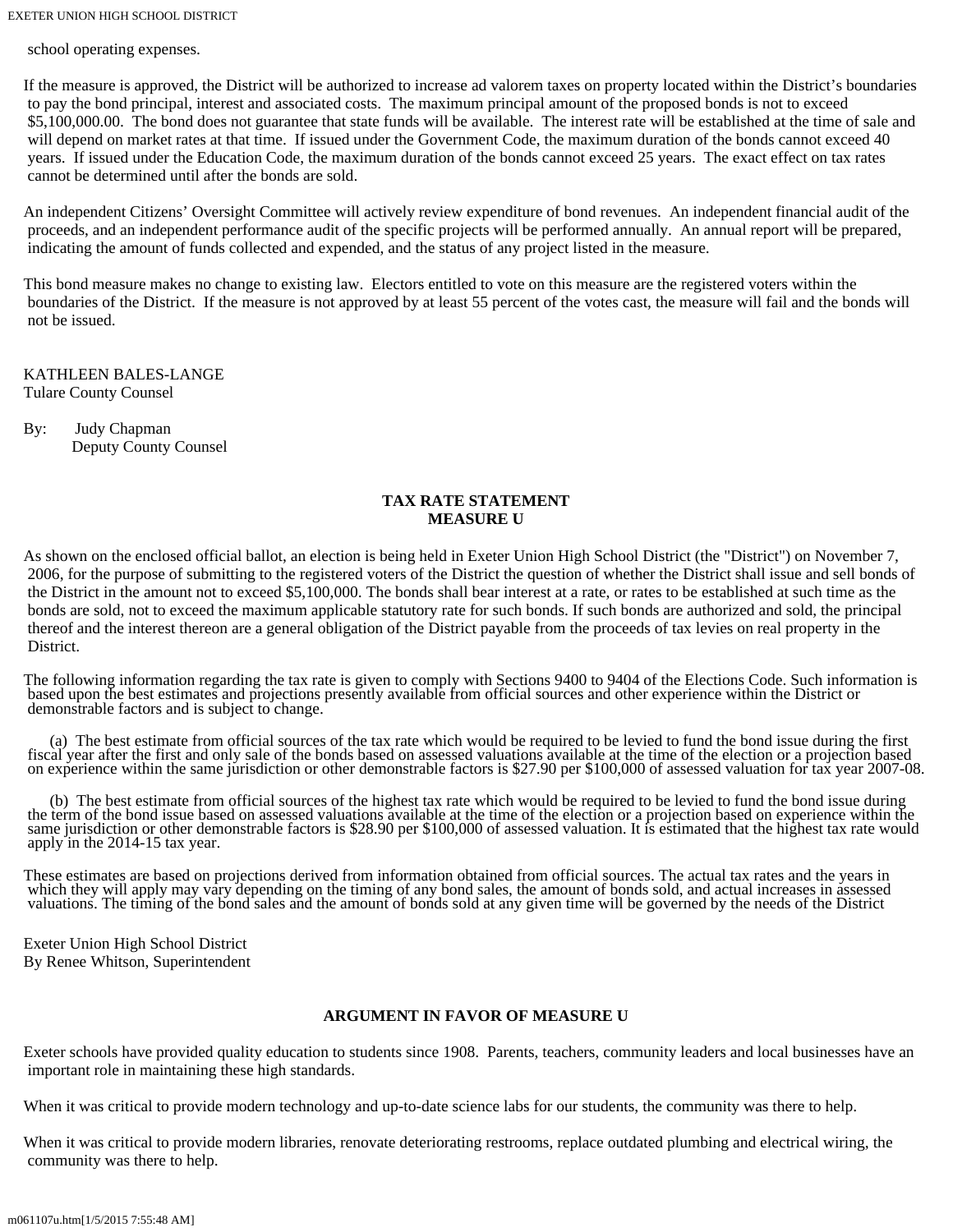school operating expenses.

If the measure is approved, the District will be authorized to increase ad valorem taxes on property located within the District's boundaries to pay the bond principal, interest and associated costs. The maximum principal amount of the proposed bonds is not to exceed $5,100,000.00. The bond does not guarantee that state funds will be available. The interest rate will be established at the time of sale and will depend on market rates at that time. If issued under the Government Code, the maximum duration of the bonds cannot exceed 40 years. If issued under the Education Code, the maximum duration of the bonds cannot exceed 25 years. The exact effect on tax rates cannot be determined until after the bonds are sold.

An independent Citizens' Oversight Committee will actively review expenditure of bond revenues. An independent financial audit of the proceeds, and an independent performance audit of the specific projects will be performed annually. An annual report will be prepared, indicating the amount of funds collected and expended, and the status of any project listed in the measure.

This bond measure makes no change to existing law. Electors entitled to vote on this measure are the registered voters within the boundaries of the District. If the measure is not approved by at least 55 percent of the votes cast, the measure will fail and the bonds will not be issued.

KATHLEEN BALES-LANGE
Tulare County Counsel

By: Judy Chapman
Deputy County Counsel

## TAX RATE STATEMENT
## MEASURE U

As shown on the enclosed official ballot, an election is being held in Exeter Union High School District (the "District") on November 7, 2006, for the purpose of submitting to the registered voters of the District the question of whether the District shall issue and sell bonds of the District in the amount not to exceed $5,100,000. The bonds shall bear interest at a rate, or rates to be established at such time as the bonds are sold, not to exceed the maximum applicable statutory rate for such bonds. If such bonds are authorized and sold, the principal thereof and the interest thereon are a general obligation of the District payable from the proceeds of tax levies on real property in the District.

The following information regarding the tax rate is given to comply with Sections 9400 to 9404 of the Elections Code. Such information is based upon the best estimates and projections presently available from official sources and other experience within the District or demonstrable factors and is subject to change.

(a) The best estimate from official sources of the tax rate which would be required to be levied to fund the bond issue during the first fiscal year after the first and only sale of the bonds based on assessed valuations available at the time of the election or a projection based on experience within the same jurisdiction or other demonstrable factors is $27.90 per $100,000 of assessed valuation for tax year 2007-08.

(b) The best estimate from official sources of the highest tax rate which would be required to be levied to fund the bond issue during the term of the bond issue based on assessed valuations available at the time of the election or a projection based on experience within the same jurisdiction or other demonstrable factors is $28.90 per $100,000 of assessed valuation. It is estimated that the highest tax rate would apply in the 2014-15 tax year.

These estimates are based on projections derived from information obtained from official sources. The actual tax rates and the years in which they will apply may vary depending on the timing of any bond sales, the amount of bonds sold, and actual increases in assessed valuations. The timing of the bond sales and the amount of bonds sold at any given time will be governed by the needs of the District

Exeter Union High School District
By Renee Whitson, Superintendent

## ARGUMENT IN FAVOR OF MEASURE U

Exeter schools have provided quality education to students since 1908. Parents, teachers, community leaders and local businesses have an important role in maintaining these high standards.

When it was critical to provide modern technology and up-to-date science labs for our students, the community was there to help.

When it was critical to provide modern libraries, renovate deteriorating restrooms, replace outdated plumbing and electrical wiring, the community was there to help.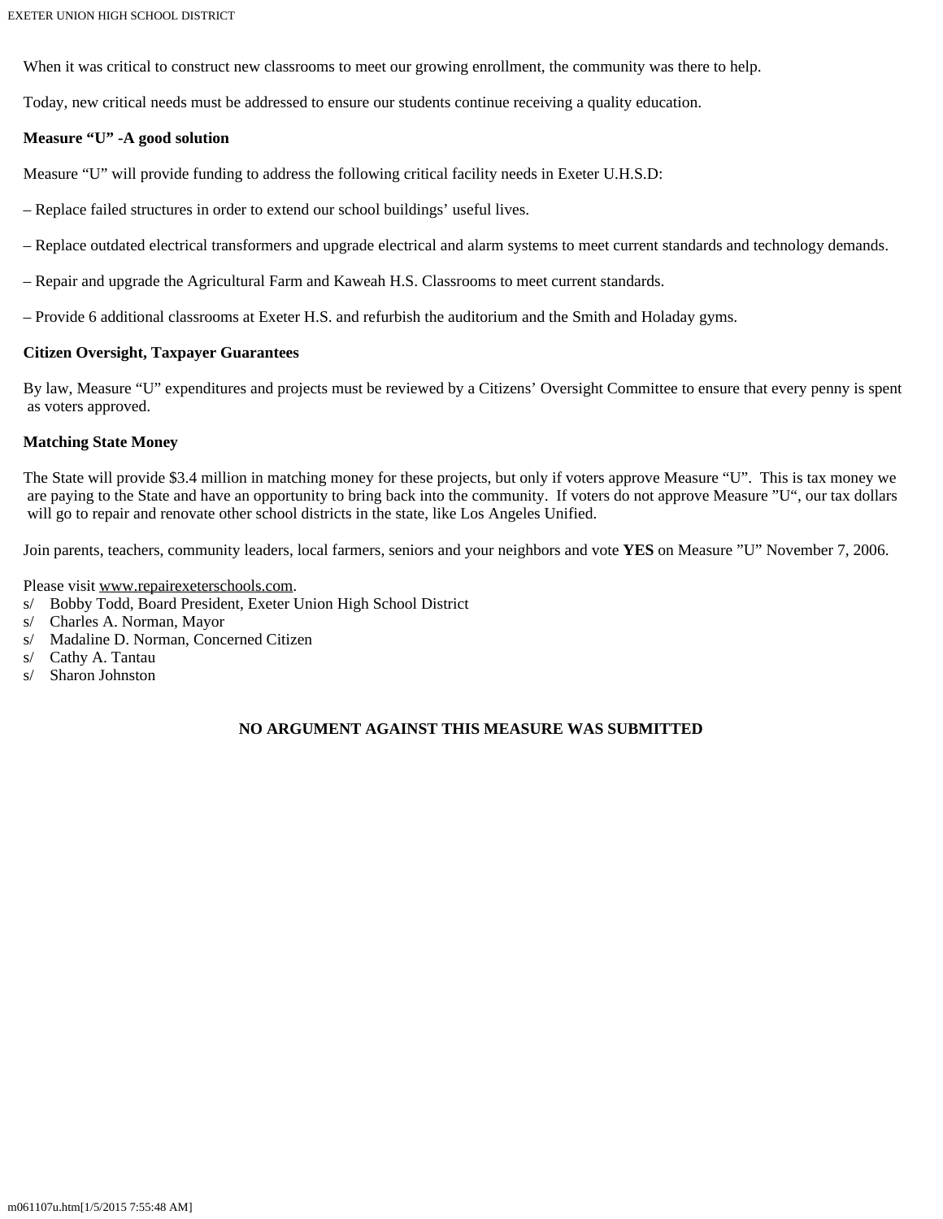When it was critical to construct new classrooms to meet our growing enrollment, the community was there to help.

Today, new critical needs must be addressed to ensure our students continue receiving a quality education.

**Measure “U” -A good solution**

Measure “U” will provide funding to address the following critical facility needs in Exeter U.H.S.D:

– Replace failed structures in order to extend our school buildings’ useful lives.

– Replace outdated electrical transformers and upgrade electrical and alarm systems to meet current standards and technology demands.

– Repair and upgrade the Agricultural Farm and Kaweah H.S. Classrooms to meet current standards.

– Provide 6 additional classrooms at Exeter H.S. and refurbish the auditorium and the Smith and Holaday gyms.

**Citizen Oversight, Taxpayer Guarantees**

By law, Measure “U” expenditures and projects must be reviewed by a Citizens’ Oversight Committee to ensure that every penny is spent as voters approved.

**Matching State Money**

The State will provide $3.4 million in matching money for these projects, but only if voters approve Measure “U”. This is tax money we are paying to the State and have an opportunity to bring back into the community. If voters do not approve Measure ”U“, our tax dollars will go to repair and renovate other school districts in the state, like Los Angeles Unified.

Join parents, teachers, community leaders, local farmers, seniors and your neighbors and vote **YES** on Measure ”U” November 7, 2006.

Please visit www.repairexeterschools.com.

s/ Bobby Todd, Board President, Exeter Union High School District
s/ Charles A. Norman, Mayor
s/ Madaline D. Norman, Concerned Citizen
s/ Cathy A. Tantau
s/ Sharon Johnston

**NO ARGUMENT AGAINST THIS MEASURE WAS SUBMITTED**